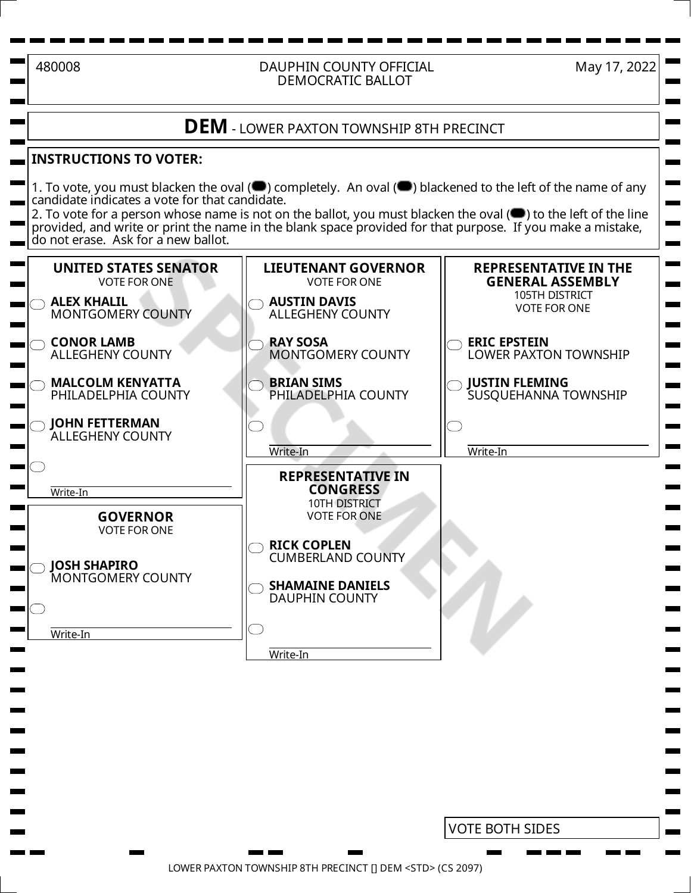480008 DAUPHIN COUNTY OFFICIAL DEMOCRATIC BALLOT May 17, 2022

# DEM - LOWER PAXTON TOWNSHIP 8TH PRECINCT

**INSTRUCTIONS TO VOTER:**

1. To vote, you must blacken the oval (⬬) completely. An oval (⬬) blackened to the left of the name of any candidate indicates a vote for that candidate.
2. To vote for a person whose name is not on the ballot, you must blacken the oval (⬬) to the left of the line provided, and write or print the name in the blank space provided for that purpose. If you make a mistake, do not erase. Ask for a new ballot.

## UNITED STATES SENATOR
VOTE FOR ONE

- ⬭ **ALEX KHALIL** MONTGOMERY COUNTY
- ⬭ **CONOR LAMB** ALLEGHENY COUNTY
- ⬭ **MALCOLM KENYATTA** PHILADELPHIA COUNTY
- ⬭ **JOHN FETTERMAN** ALLEGHENY COUNTY
- ⬭ ____________ Write-In

## GOVERNOR
VOTE FOR ONE

- ⬭ **JOSH SHAPIRO** MONTGOMERY COUNTY
- ⬭ ____________ Write-In

## LIEUTENANT GOVERNOR
VOTE FOR ONE

- ⬭ **AUSTIN DAVIS** ALLEGHENY COUNTY
- ⬭ **RAY SOSA** MONTGOMERY COUNTY
- ⬭ **BRIAN SIMS** PHILADELPHIA COUNTY
- ⬭ ____________ Write-In

## REPRESENTATIVE IN CONGRESS
10TH DISTRICT
VOTE FOR ONE

- ⬭ **RICK COPLEN** CUMBERLAND COUNTY
- ⬭ **SHAMAINE DANIELS** DAUPHIN COUNTY
- ⬭ ____________ Write-In

## REPRESENTATIVE IN THE GENERAL ASSEMBLY
105TH DISTRICT
VOTE FOR ONE

- ⬭ **ERIC EPSTEIN** LOWER PAXTON TOWNSHIP
- ⬭ **JUSTIN FLEMING** SUSQUEHANNA TOWNSHIP
- ⬭ ____________ Write-In

VOTE BOTH SIDES

LOWER PAXTON TOWNSHIP 8TH PRECINCT [] DEM <STD> (CS 2097)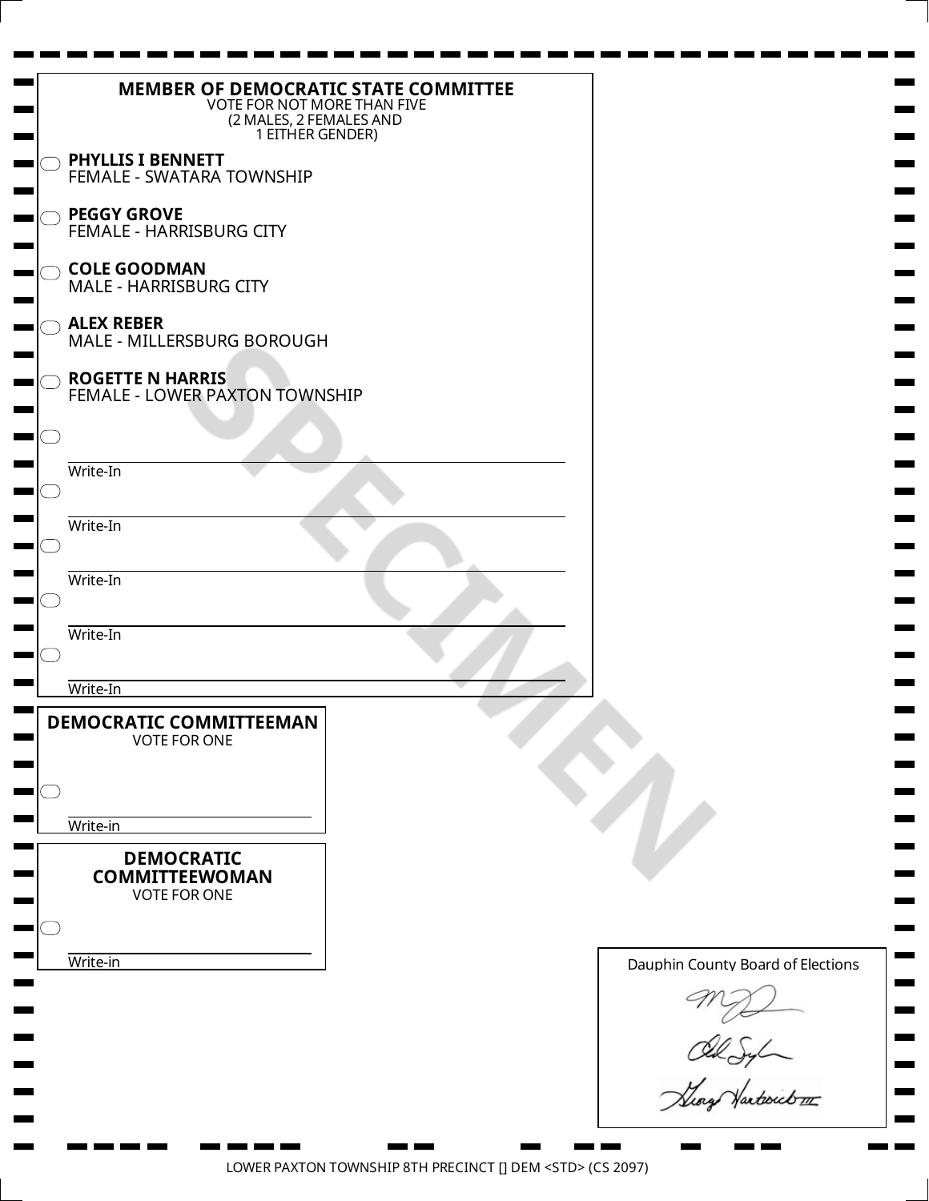## MEMBER OF DEMOCRATIC STATE COMMITTEE

VOTE FOR NOT MORE THAN FIVE
(2 MALES, 2 FEMALES AND
1 EITHER GENDER)

- **PHYLLIS I BENNETT**
  FEMALE - SWATARA TOWNSHIP
- **PEGGY GROVE**
  FEMALE - HARRISBURG CITY
- **COLE GOODMAN**
  MALE - HARRISBURG CITY
- **ALEX REBER**
  MALE - MILLERSBURG BOROUGH
- **ROGETTE N HARRIS**
  FEMALE - LOWER PAXTON TOWNSHIP
- Write-In
- Write-In
- Write-In
- Write-In
- Write-In

## DEMOCRATIC COMMITTEEMAN

VOTE FOR ONE

- Write-in

## DEMOCRATIC COMMITTEEWOMAN

VOTE FOR ONE

- Write-in

Dauphin County Board of Elections

SPECIMEN

LOWER PAXTON TOWNSHIP 8TH PRECINCT [] DEM <STD> (CS 2097)